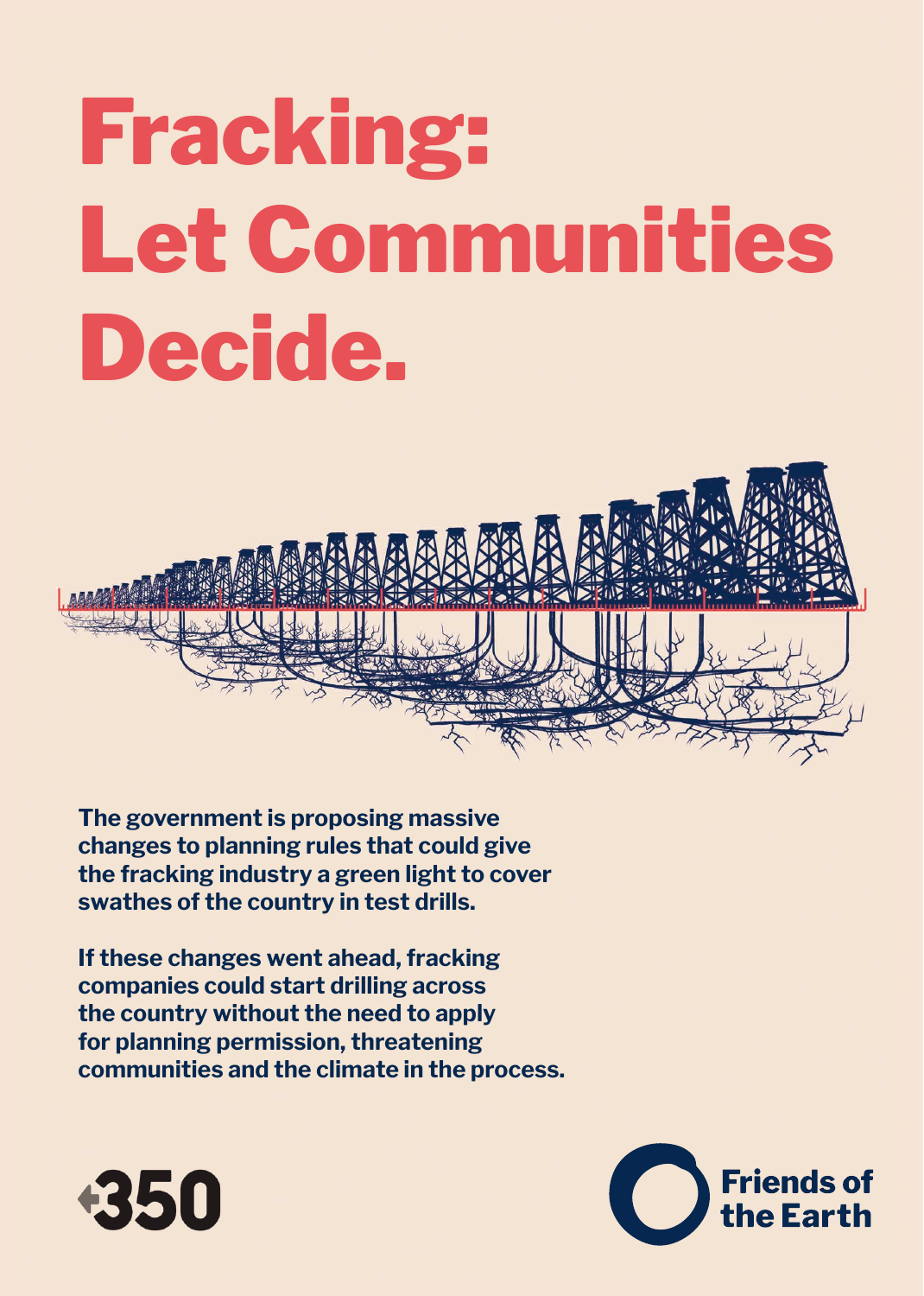# Fracking: Let Communities Decide.

**The government is proposing massive changes to planning rules that could give the fracking industry a green light to cover swathes of the country in test drills.**

**If these changes went ahead, fracking companies could start drilling across the country without the need to apply for planning permission, threatening communities and the climate in the process.**

350

Friends of the Earth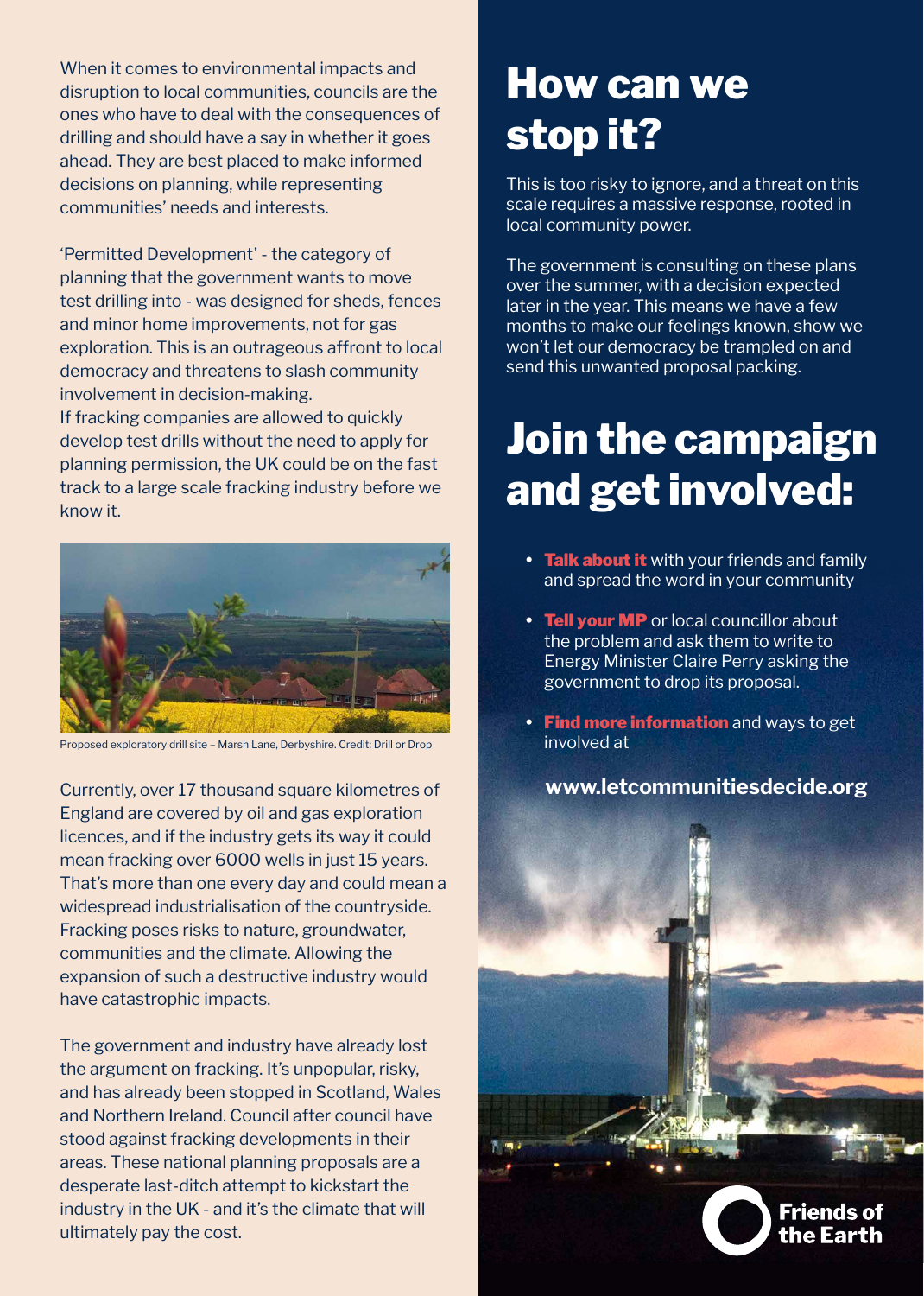When it comes to environmental impacts and disruption to local communities, councils are the ones who have to deal with the consequences of drilling and should have a say in whether it goes ahead. They are best placed to make informed decisions on planning, while representing communities' needs and interests.

'Permitted Development' - the category of planning that the government wants to move test drilling into - was designed for sheds, fences and minor home improvements, not for gas exploration. This is an outrageous affront to local democracy and threatens to slash community involvement in decision-making.
If fracking companies are allowed to quickly develop test drills without the need to apply for planning permission, the UK could be on the fast track to a large scale fracking industry before we know it.

Proposed exploratory drill site – Marsh Lane, Derbyshire. Credit: Drill or Drop

Currently, over 17 thousand square kilometres of England are covered by oil and gas exploration licences, and if the industry gets its way it could mean fracking over 6000 wells in just 15 years. That's more than one every day and could mean a widespread industrialisation of the countryside. Fracking poses risks to nature, groundwater, communities and the climate. Allowing the expansion of such a destructive industry would have catastrophic impacts.

The government and industry have already lost the argument on fracking. It's unpopular, risky, and has already been stopped in Scotland, Wales and Northern Ireland. Council after council have stood against fracking developments in their areas. These national planning proposals are a desperate last-ditch attempt to kickstart the industry in the UK - and it's the climate that will ultimately pay the cost.

# How can we stop it?

This is too risky to ignore, and a threat on this scale requires a massive response, rooted in local community power.

The government is consulting on these plans over the summer, with a decision expected later in the year. This means we have a few months to make our feelings known, show we won't let our democracy be trampled on and send this unwanted proposal packing.

# Join the campaign and get involved:

- **Talk about it** with your friends and family and spread the word in your community
- **Tell your MP** or local councillor about the problem and ask them to write to Energy Minister Claire Perry asking the government to drop its proposal.
- **Find more information** and ways to get involved at

**www.letcommunitiesdecide.org**

Friends of the Earth